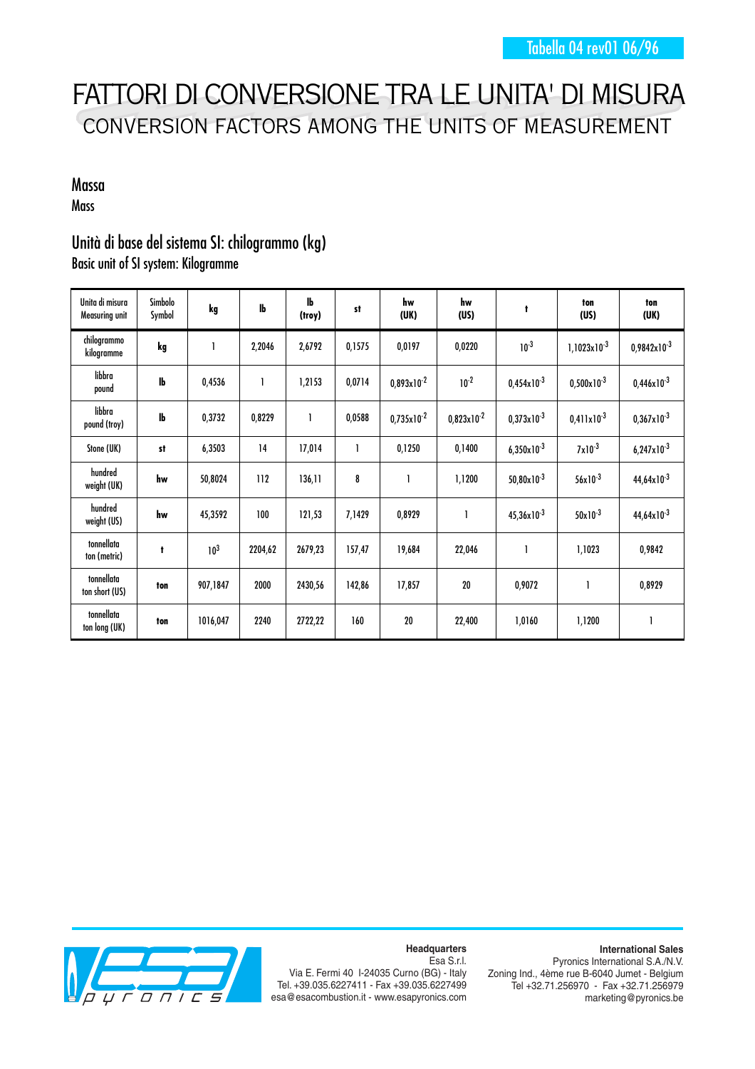Tabella 04 rev01 06/96

# FATTORI DI CONVERSIONE TRA LE UNITA' DI MISURA
## CONVERSION FACTORS AMONG THE UNITS OF MEASUREMENT

### Massa
Mass

### Unità di base del sistema SI: chilogrammo (kg)
Basic unit of SI system: Kilogramme

| Unita di misura Measuring unit | Simbolo Symbol | kg | lb | lb (troy) | st | hw (UK) | hw (US) | t | ton (US) | ton (UK) |
|---|---|---|---|---|---|---|---|---|---|---|
| chilogrammo kilogramme | kg | 1 | 2,2046 | 2,6792 | 0,1575 | 0,0197 | 0,0220 | $10^{-3}$ | $1,1023x10^{-3}$ | $0,9842x10^{-3}$ |
| libbra pound | lb | 0,4536 | 1 | 1,2153 | 0,0714 | $0,893x10^{-2}$ | $10^{-2}$ | $0,454x10^{-3}$ | $0,500x10^{-3}$ | $0,446x10^{-3}$ |
| libbra pound (troy) | lb | 0,3732 | 0,8229 | 1 | 0,0588 | $0,735x10^{-2}$ | $0,823x10^{-2}$ | $0,373x10^{-3}$ | $0,411x10^{-3}$ | $0,367x10^{-3}$ |
| Stone (UK) | st | 6,3503 | 14 | 17,014 | 1 | 0,1250 | 0,1400 | $6,350x10^{-3}$ | $7x10^{-3}$ | $6,247x10^{-3}$ |
| hundred weight (UK) | hw | 50,8024 | 112 | 136,11 | 8 | 1 | 1,1200 | $50,80x10^{-3}$ | $56x10^{-3}$ | $44,64x10^{-3}$ |
| hundred weight (US) | hw | 45,3592 | 100 | 121,53 | 7,1429 | 0,8929 | 1 | $45,36x10^{-3}$ | $50x10^{-3}$ | $44,64x10^{-3}$ |
| tonnellata ton (metric) | t | $10^{3}$ | 2204,62 | 2679,23 | 157,47 | 19,684 | 22,046 | 1 | 1,1023 | 0,9842 |
| tonnellata ton short (US) | ton | 907,1847 | 2000 | 2430,56 | 142,86 | 17,857 | 20 | 0,9072 | 1 | 0,8929 |
| tonnellata ton long (UK) | ton | 1016,047 | 2240 | 2722,22 | 160 | 20 | 22,400 | 1,0160 | 1,1200 | 1 |

**Headquarters**
Esa S.r.l.
Via E. Fermi 40 I-24035 Curno (BG) - Italy
Tel. +39.035.6227411 - Fax +39.035.6227499
esa@esacombustion.it - www.esapyronics.com

**International Sales**
Pyronics International S.A./N.V.
Zoning Ind., 4ème rue B-6040 Jumet - Belgium
Tel +32.71.256970 - Fax +32.71.256979
marketing@pyronics.be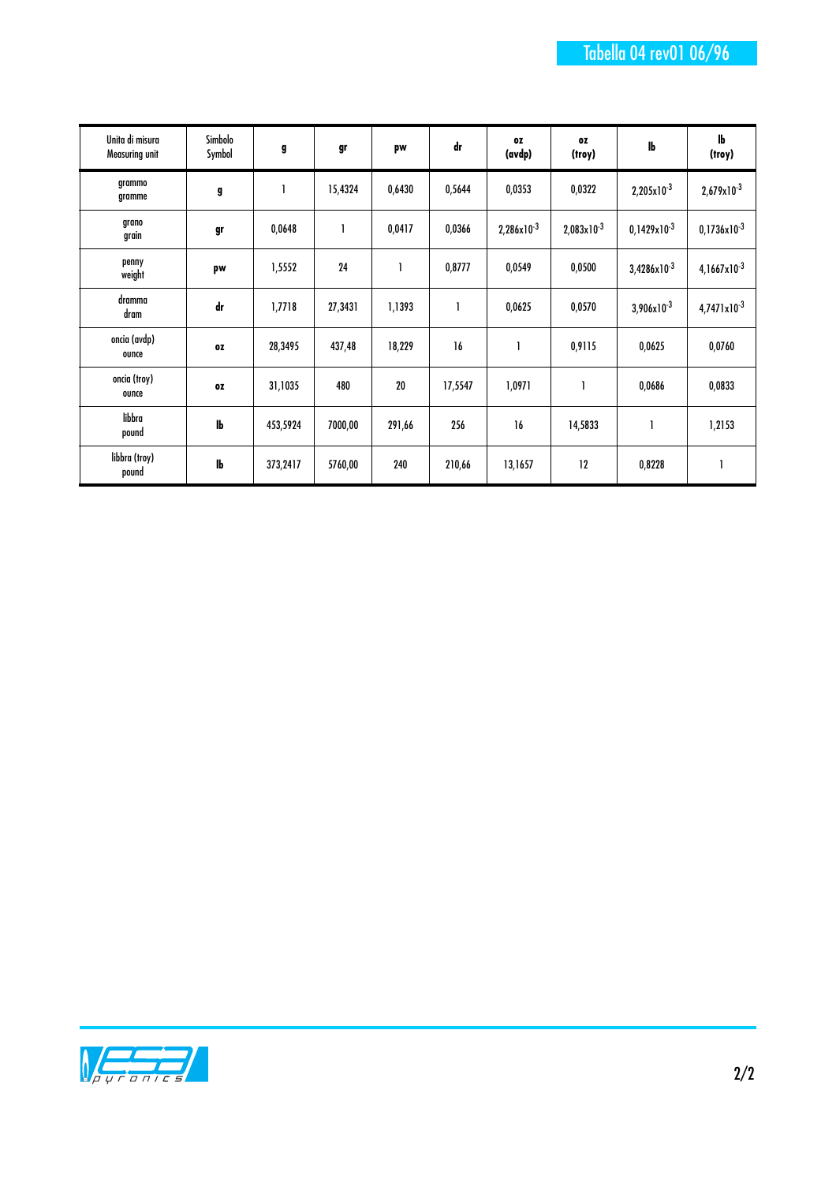Tabella 04 rev01 06/96

| Unita di misura Measuring unit | Simbolo Symbol | g | gr | pw | dr | oz (avdp) | oz (troy) | lb | lb (troy) |
|---|---|---|---|---|---|---|---|---|---|
| grammo gramme | g | 1 | 15,4324 | 0,6430 | 0,5644 | 0,0353 | 0,0322 | $2{,}205\text{x}10^{-3}$ | $2{,}679\text{x}10^{-3}$ |
| grano grain | gr | 0,0648 | 1 | 0,0417 | 0,0366 | $2{,}286\text{x}10^{-3}$ | $2{,}083\text{x}10^{-3}$ | $0{,}1429\text{x}10^{-3}$ | $0{,}1736\text{x}10^{-3}$ |
| penny weight | pw | 1,5552 | 24 | 1 | 0,8777 | 0,0549 | 0,0500 | $3{,}4286\text{x}10^{-3}$ | $4{,}1667\text{x}10^{-3}$ |
| dramma dram | dr | 1,7718 | 27,3431 | 1,1393 | 1 | 0,0625 | 0,0570 | $3{,}906\text{x}10^{-3}$ | $4{,}7471\text{x}10^{-3}$ |
| oncia (avdp) ounce | oz | 28,3495 | 437,48 | 18,229 | 16 | 1 | 0,9115 | 0,0625 | 0,0760 |
| oncia (troy) ounce | oz | 31,1035 | 480 | 20 | 17,5547 | 1,0971 | 1 | 0,0686 | 0,0833 |
| libbra pound | lb | 453,5924 | 7000,00 | 291,66 | 256 | 16 | 14,5833 | 1 | 1,2153 |
| libbra (troy) pound | lb | 373,2417 | 5760,00 | 240 | 210,66 | 13,1657 | 12 | 0,8228 | 1 |